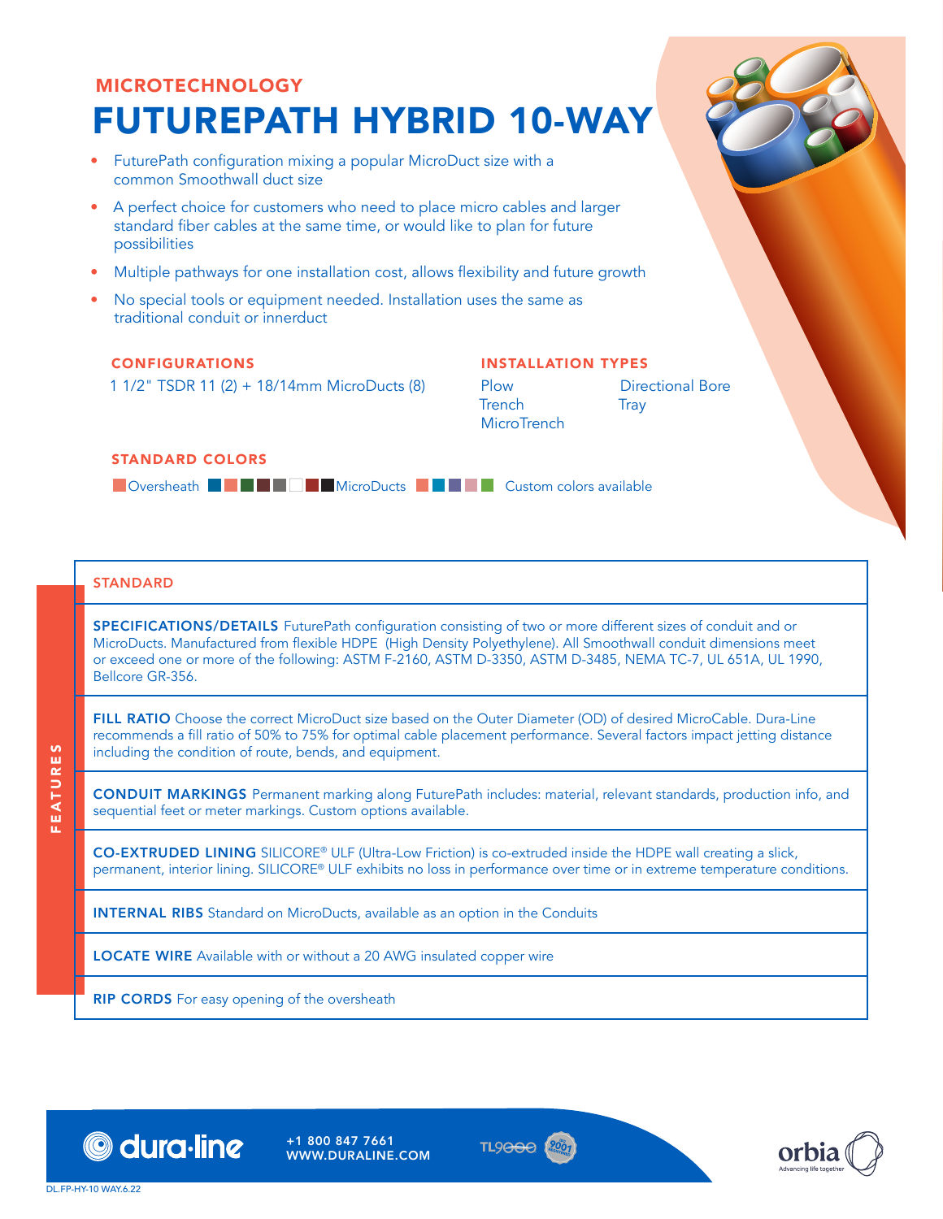## MICROTECHNOLOGY

# FUTUREPATH HYBRID 10-WAY

- FuturePath configuration mixing a popular MicroDuct size with a common Smoothwall duct size
- A perfect choice for customers who need to place micro cables and larger standard fiber cables at the same time, or would like to plan for future possibilities
- Multiple pathways for one installation cost, allows flexibility and future growth
- No special tools or equipment needed. Installation uses the same as traditional conduit or innerduct

### CONFIGURATIONS

1 1/2" TSDR 11 (2) + 18/14mm MicroDucts (8)

### INSTALLATION TYPES

Plow
Trench
MicroTrench
Directional Bore
Tray

### STANDARD COLORS

Oversheath MicroDucts Custom colors available

## FEATURES

### STANDARD

**SPECIFICATIONS/DETAILS** FuturePath configuration consisting of two or more different sizes of conduit and or MicroDucts. Manufactured from flexible HDPE (High Density Polyethylene). All Smoothwall conduit dimensions meet or exceed one or more of the following: ASTM F-2160, ASTM D-3350, ASTM D-3485, NEMA TC-7, UL 651A, UL 1990, Bellcore GR-356.

**FILL RATIO** Choose the correct MicroDuct size based on the Outer Diameter (OD) of desired MicroCable. Dura-Line recommends a fill ratio of 50% to 75% for optimal cable placement performance. Several factors impact jetting distance including the condition of route, bends, and equipment.

**CONDUIT MARKINGS** Permanent marking along FuturePath includes: material, relevant standards, production info, and sequential feet or meter markings. Custom options available.

**CO-EXTRUDED LINING** SILICORE® ULF (Ultra-Low Friction) is co-extruded inside the HDPE wall creating a slick, permanent, interior lining. SILICORE® ULF exhibits no loss in performance over time or in extreme temperature conditions.

**INTERNAL RIBS** Standard on MicroDucts, available as an option in the Conduits

**LOCATE WIRE** Available with or without a 20 AWG insulated copper wire

**RIP CORDS** For easy opening of the oversheath

dura-line +1 800 847 7661 WWW.DURALINE.COM TL9000 ISO 9001

orbia Advancing life together

DL.FP-HY-10 WAY.6.22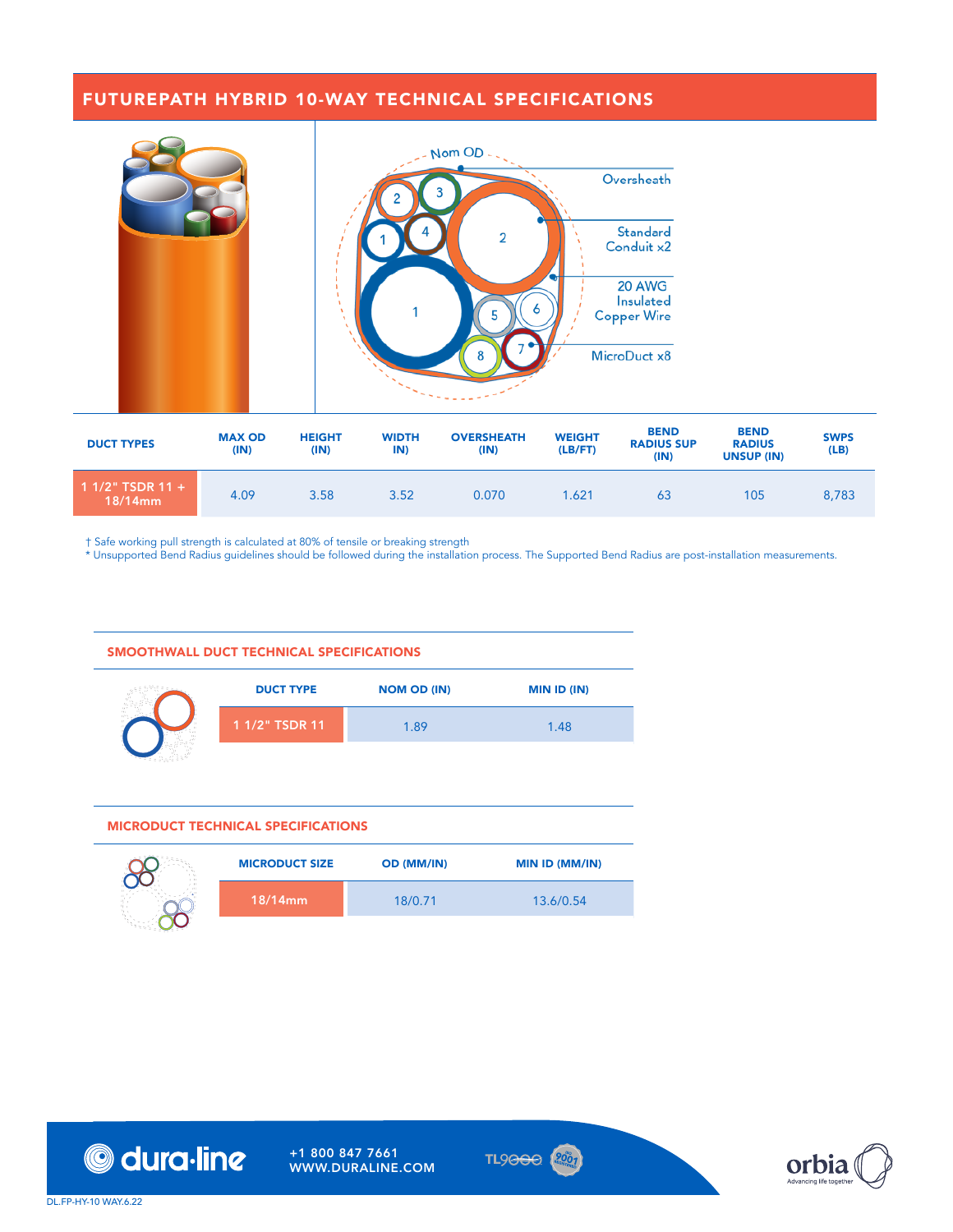## FUTUREPATH HYBRID 10-WAY TECHNICAL SPECIFICATIONS

Nom OD

Oversheath

Standard Conduit x2

20 AWG Insulated Copper Wire

MicroDuct x8

| DUCT TYPES | MAX OD (IN) | HEIGHT (IN) | WIDTH IN) | OVERSHEATH (IN) | WEIGHT (LB/FT) | BEND RADIUS SUP (IN) | BEND RADIUS UNSUP (IN) | SWPS (LB) |
|---|---|---|---|---|---|---|---|---|
| 1 1/2" TSDR 11 + 18/14mm | 4.09 | 3.58 | 3.52 | 0.070 | 1.621 | 63 | 105 | 8,783 |

† Safe working pull strength is calculated at 80% of tensile or breaking strength

* Unsupported Bend Radius guidelines should be followed during the installation process. The Supported Bend Radius are post-installation measurements.

### SMOOTHWALL DUCT TECHNICAL SPECIFICATIONS

| DUCT TYPE | NOM OD (IN) | MIN ID (IN) |
|---|---|---|
| 1 1/2" TSDR 11 | 1.89 | 1.48 |

### MICRODUCT TECHNICAL SPECIFICATIONS

| MICRODUCT SIZE | OD (MM/IN) | MIN ID (MM/IN) |
|---|---|---|
| 18/14mm | 18/0.71 | 13.6/0.54 |

dura·line

+1 800 847 7661
WWW.DURALINE.COM

TL9000 ISO 9001

orbia Advancing life together

DL.FP-HY-10 WAY.6.22